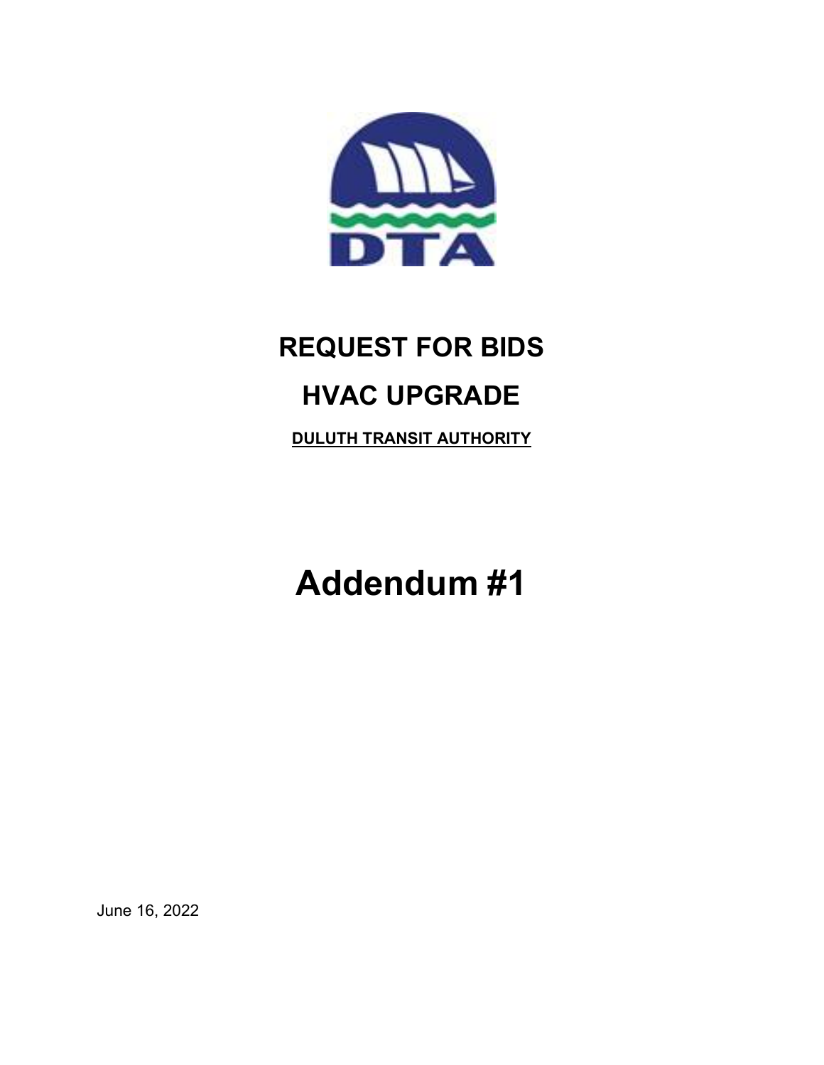DTA

# REQUEST FOR BIDS

# HVAC UPGRADE

**DULUTH TRANSIT AUTHORITY**

# Addendum #1

June 16, 2022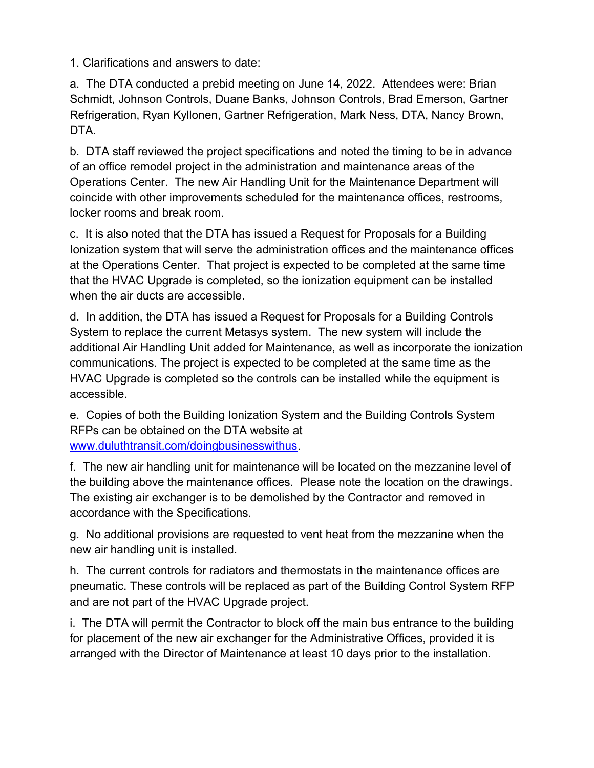1. Clarifications and answers to date:

a. The DTA conducted a prebid meeting on June 14, 2022. Attendees were: Brian Schmidt, Johnson Controls, Duane Banks, Johnson Controls, Brad Emerson, Gartner Refrigeration, Ryan Kyllonen, Gartner Refrigeration, Mark Ness, DTA, Nancy Brown, DTA.

b. DTA staff reviewed the project specifications and noted the timing to be in advance of an office remodel project in the administration and maintenance areas of the Operations Center. The new Air Handling Unit for the Maintenance Department will coincide with other improvements scheduled for the maintenance offices, restrooms, locker rooms and break room.

c. It is also noted that the DTA has issued a Request for Proposals for a Building Ionization system that will serve the administration offices and the maintenance offices at the Operations Center. That project is expected to be completed at the same time that the HVAC Upgrade is completed, so the ionization equipment can be installed when the air ducts are accessible.

d. In addition, the DTA has issued a Request for Proposals for a Building Controls System to replace the current Metasys system. The new system will include the additional Air Handling Unit added for Maintenance, as well as incorporate the ionization communications. The project is expected to be completed at the same time as the HVAC Upgrade is completed so the controls can be installed while the equipment is accessible.

e. Copies of both the Building Ionization System and the Building Controls System RFPs can be obtained on the DTA website at [www.duluthtransit.com/doingbusinesswithus](www.duluthtransit.com/doingbusinesswithus).

f. The new air handling unit for maintenance will be located on the mezzanine level of the building above the maintenance offices. Please note the location on the drawings. The existing air exchanger is to be demolished by the Contractor and removed in accordance with the Specifications.

g. No additional provisions are requested to vent heat from the mezzanine when the new air handling unit is installed.

h. The current controls for radiators and thermostats in the maintenance offices are pneumatic. These controls will be replaced as part of the Building Control System RFP and are not part of the HVAC Upgrade project.

i. The DTA will permit the Contractor to block off the main bus entrance to the building for placement of the new air exchanger for the Administrative Offices, provided it is arranged with the Director of Maintenance at least 10 days prior to the installation.